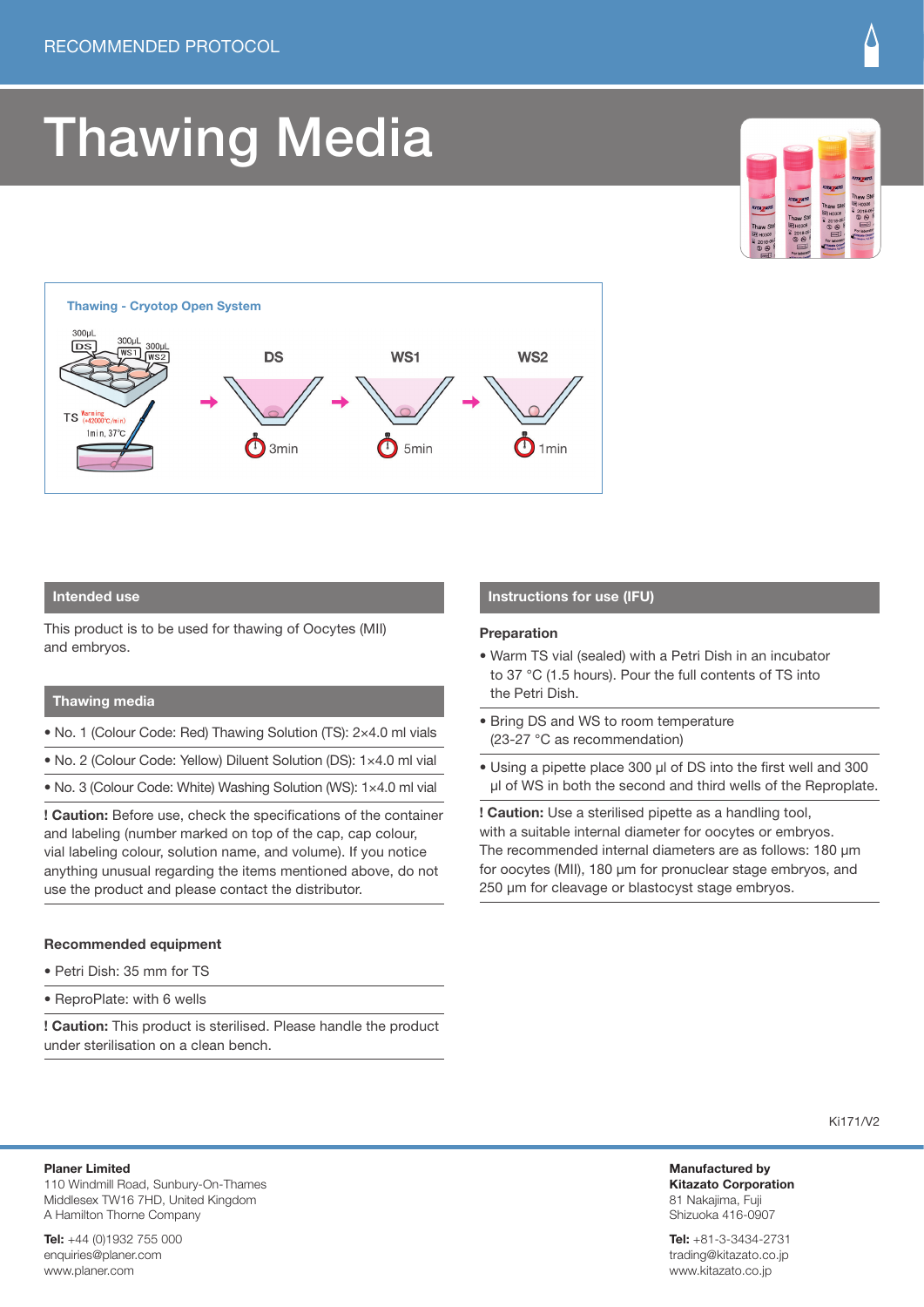RECOMMENDED PROTOCOL

# Thawing Media

**Thawing - Cryotop Open System**

300µL DS, 300µL WS1, 300µL WS2

TS Warming (+42000°C/min) 1min, 37°C

DS 3min → WS1 5min → WS2 1min

## Intended use

This product is to be used for thawing of Oocytes (MII) and embryos.

## Thawing media

- No. 1 (Colour Code: Red) Thawing Solution (TS): 2×4.0 ml vials
- No. 2 (Colour Code: Yellow) Diluent Solution (DS): 1×4.0 ml vial
- No. 3 (Colour Code: White) Washing Solution (WS): 1×4.0 ml vial

**! Caution:** Before use, check the specifications of the container and labeling (number marked on top of the cap, cap colour, vial labeling colour, solution name, and volume). If you notice anything unusual regarding the items mentioned above, do not use the product and please contact the distributor.

### Recommended equipment

- Petri Dish: 35 mm for TS
- ReproPlate: with 6 wells

**! Caution:** This product is sterilised. Please handle the product under sterilisation on a clean bench.

## Instructions for use (IFU)

### Preparation

- Warm TS vial (sealed) with a Petri Dish in an incubator to 37 °C (1.5 hours). Pour the full contents of TS into the Petri Dish.
- Bring DS and WS to room temperature (23-27 °C as recommendation)
- Using a pipette place 300 µl of DS into the first well and 300 µl of WS in both the second and third wells of the Reproplate.

**! Caution:** Use a sterilised pipette as a handling tool, with a suitable internal diameter for oocytes or embryos. The recommended internal diameters are as follows: 180 µm for oocytes (MII), 180 µm for pronuclear stage embryos, and 250 µm for cleavage or blastocyst stage embryos.

Ki171/V2

**Planer Limited**
110 Windmill Road, Sunbury-On-Thames
Middlesex TW16 7HD, United Kingdom
A Hamilton Thorne Company

**Tel:** +44 (0)1932 755 000
enquiries@planer.com
www.planer.com

Manufactured by
**Kitazato Corporation**
81 Nakajima, Fuji
Shizuoka 416-0907

**Tel:** +81-3-3434-2731
trading@kitazato.co.jp
www.kitazato.co.jp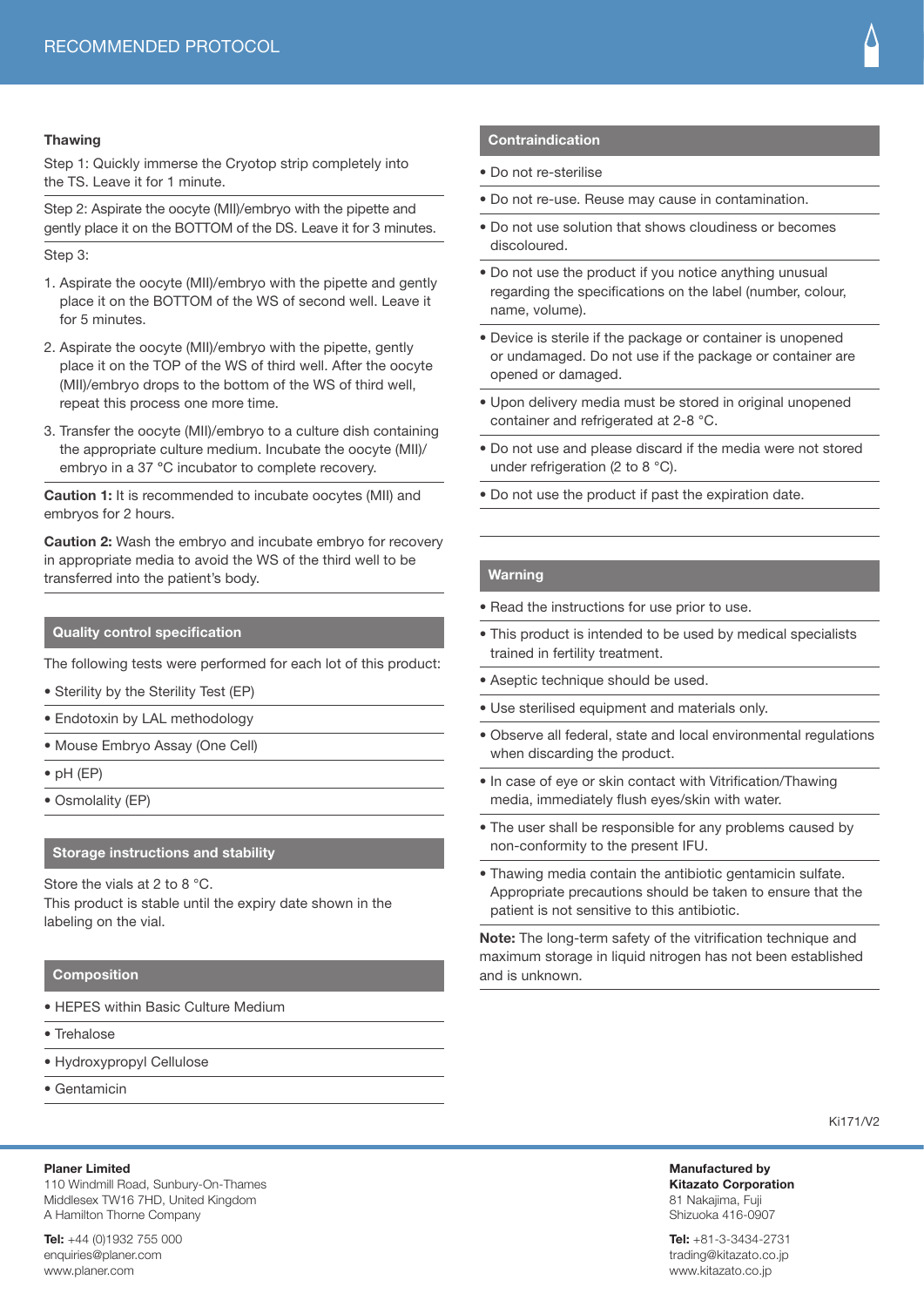## Thawing

Step 1: Quickly immerse the Cryotop strip completely into the TS. Leave it for 1 minute.

Step 2: Aspirate the oocyte (MII)/embryo with the pipette and gently place it on the BOTTOM of the DS. Leave it for 3 minutes.

Step 3:

1. Aspirate the oocyte (MII)/embryo with the pipette and gently place it on the BOTTOM of the WS of second well. Leave it for 5 minutes.
2. Aspirate the oocyte (MII)/embryo with the pipette, gently place it on the TOP of the WS of third well. After the oocyte (MII)/embryo drops to the bottom of the WS of third well, repeat this process one more time.
3. Transfer the oocyte (MII)/embryo to a culture dish containing the appropriate culture medium. Incubate the oocyte (MII)/embryo in a 37 °C incubator to complete recovery.

**Caution 1:** It is recommended to incubate oocytes (MII) and embryos for 2 hours.

**Caution 2:** Wash the embryo and incubate embryo for recovery in appropriate media to avoid the WS of the third well to be transferred into the patient's body.

## Quality control specification

The following tests were performed for each lot of this product:

- Sterility by the Sterility Test (EP)
- Endotoxin by LAL methodology
- Mouse Embryo Assay (One Cell)
- pH (EP)
- Osmolality (EP)

## Storage instructions and stability

Store the vials at 2 to 8 °C.
This product is stable until the expiry date shown in the labeling on the vial.

## Composition

- HEPES within Basic Culture Medium
- Trehalose
- Hydroxypropyl Cellulose
- Gentamicin

## Contraindication

- Do not re-sterilise
- Do not re-use. Reuse may cause in contamination.
- Do not use solution that shows cloudiness or becomes discoloured.
- Do not use the product if you notice anything unusual regarding the specifications on the label (number, colour, name, volume).
- Device is sterile if the package or container is unopened or undamaged. Do not use if the package or container are opened or damaged.
- Upon delivery media must be stored in original unopened container and refrigerated at 2-8 °C.
- Do not use and please discard if the media were not stored under refrigeration (2 to 8 °C).
- Do not use the product if past the expiration date.

## Warning

- Read the instructions for use prior to use.
- This product is intended to be used by medical specialists trained in fertility treatment.
- Aseptic technique should be used.
- Use sterilised equipment and materials only.
- Observe all federal, state and local environmental regulations when discarding the product.
- In case of eye or skin contact with Vitrification/Thawing media, immediately flush eyes/skin with water.
- The user shall be responsible for any problems caused by non-conformity to the present IFU.
- Thawing media contain the antibiotic gentamicin sulfate. Appropriate precautions should be taken to ensure that the patient is not sensitive to this antibiotic.

**Note:** The long-term safety of the vitrification technique and maximum storage in liquid nitrogen has not been established and is unknown.

Ki171/V2

**Planer Limited**
110 Windmill Road, Sunbury-On-Thames
Middlesex TW16 7HD, United Kingdom
A Hamilton Thorne Company

**Tel:** +44 (0)1932 755 000
enquiries@planer.com
www.planer.com

**Manufactured by**
**Kitazato Corporation**
81 Nakajima, Fuji
Shizuoka 416-0907

**Tel:** +81-3-3434-2731
trading@kitazato.co.jp
www.kitazato.co.jp